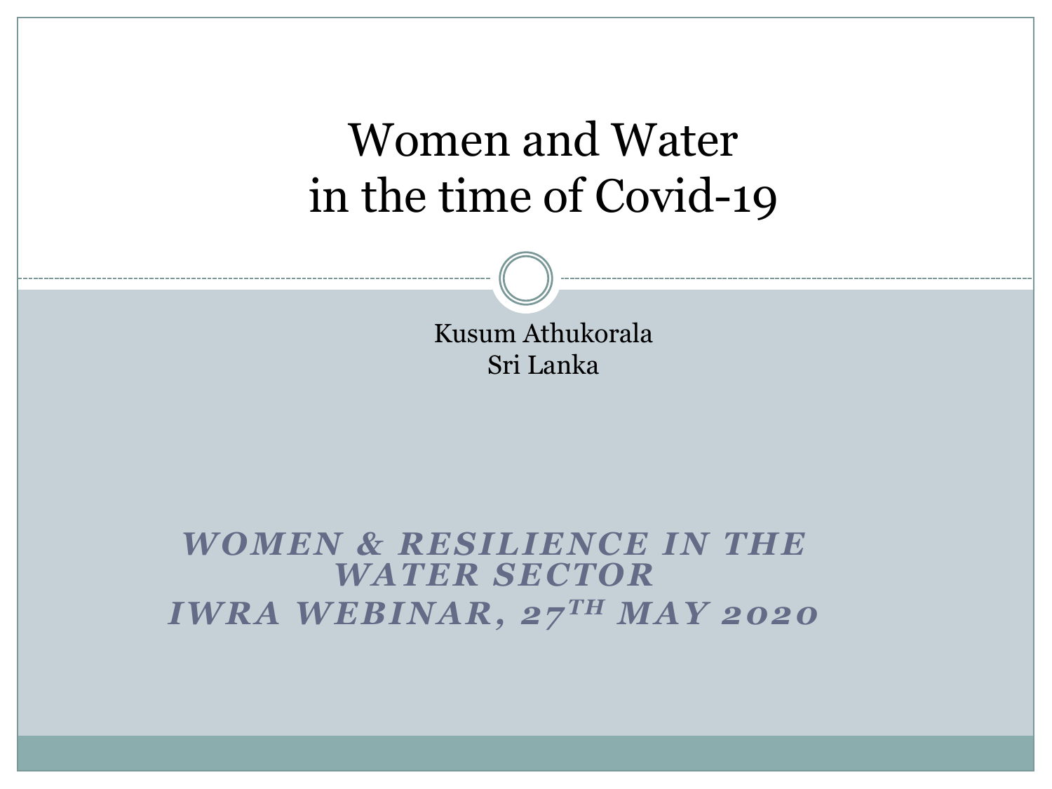# Women and Water in the time of Covid-19

Kusum Athukorala
Sri Lanka

***WOMEN & RESILIENCE IN THE WATER SECTOR***
***IWRA WEBINAR, 27TH MAY 2020***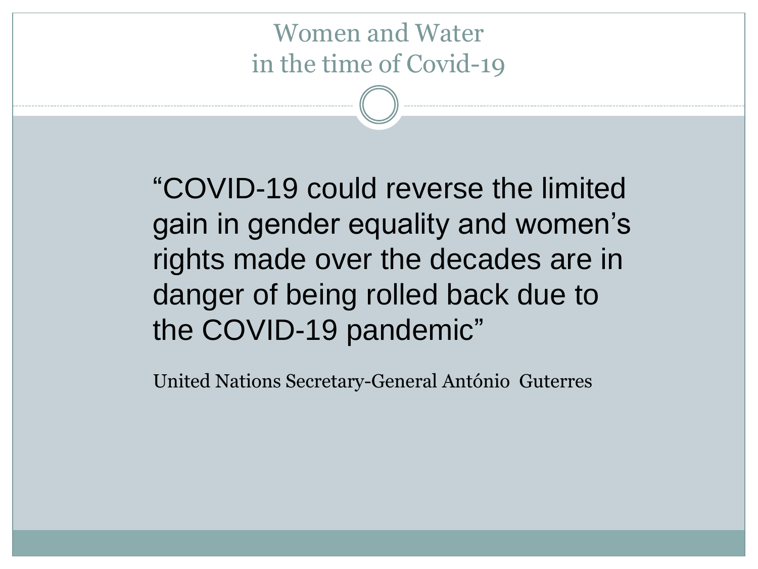# Women and Water in the time of Covid-19

"COVID-19 could reverse the limited gain in gender equality and women's rights made over the decades are in danger of being rolled back due to the COVID-19 pandemic"

United Nations Secretary-General António Guterres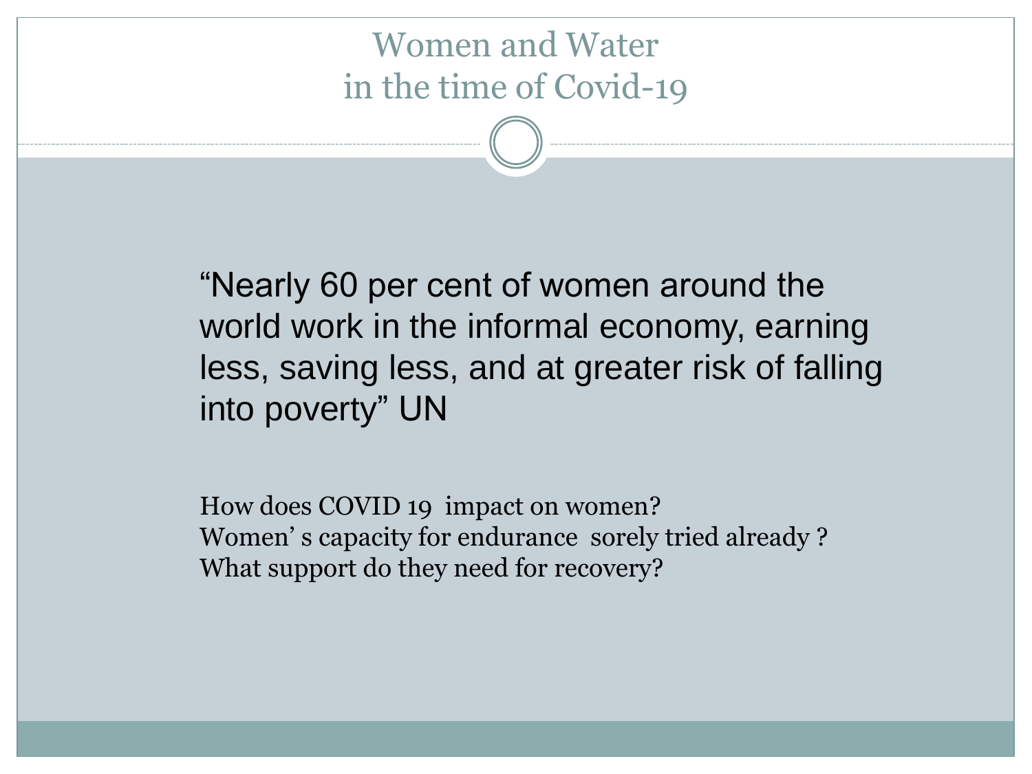# Women and Water in the time of Covid-19

"Nearly 60 per cent of women around the world work in the informal economy, earning less, saving less, and at greater risk of falling into poverty" UN

How does COVID 19 impact on women?
Women' s capacity for endurance sorely tried already ?
What support do they need for recovery?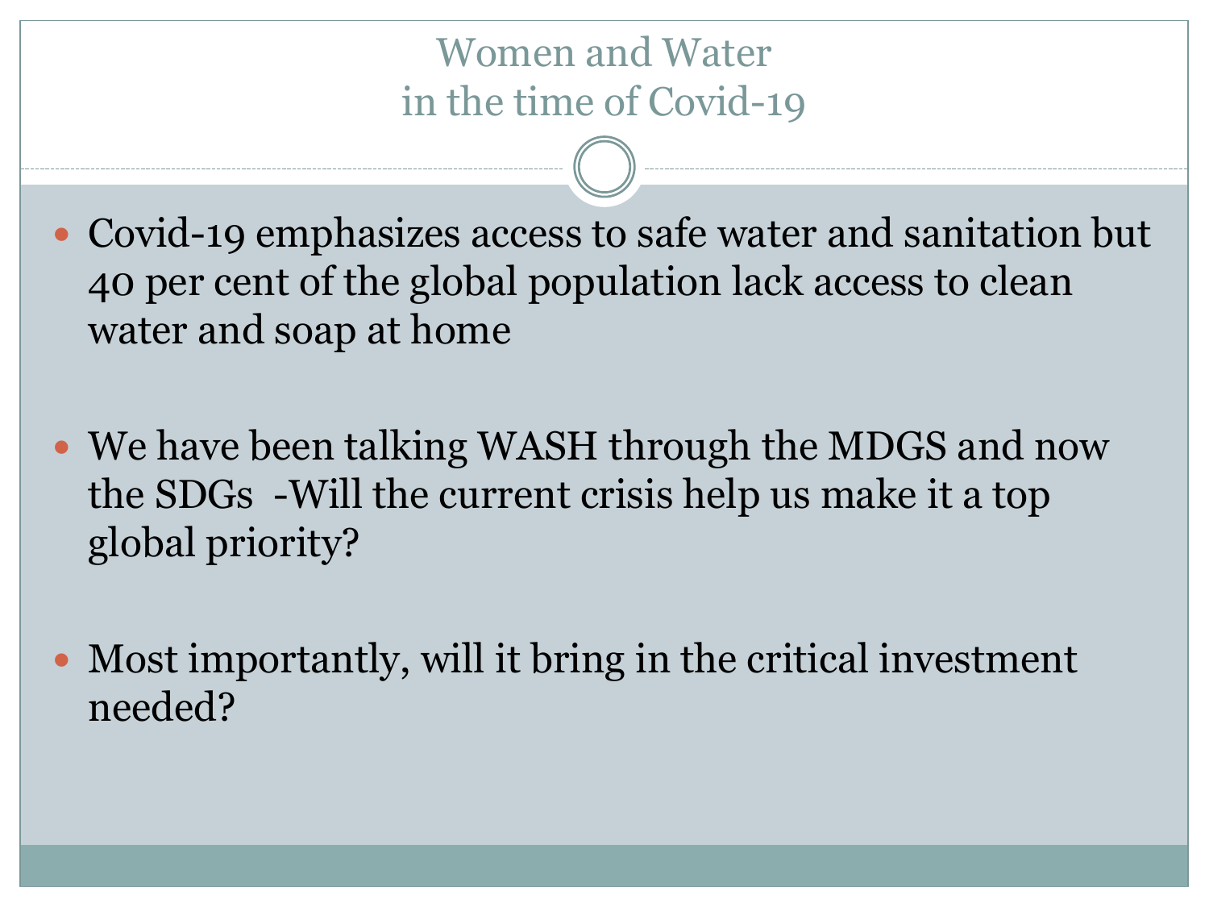# Women and Water in the time of Covid-19

- Covid-19 emphasizes access to safe water and sanitation but 40 per cent of the global population lack access to clean water and soap at home

- We have been talking WASH through the MDGS and now the SDGs -Will the current crisis help us make it a top global priority?

- Most importantly, will it bring in the critical investment needed?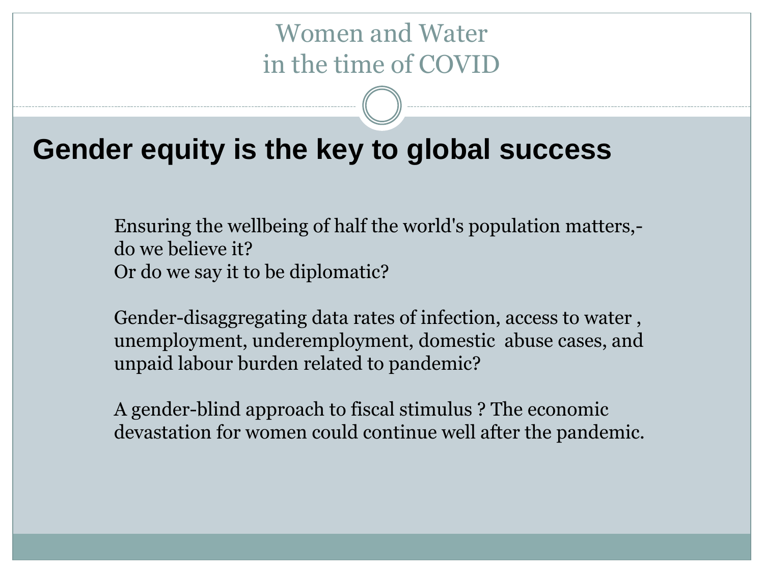# Women and Water in the time of COVID

## Gender equity is the key to global success

Ensuring the wellbeing of half the world's population matters,- do we believe it?
Or do we say it to be diplomatic?

Gender-disaggregating data rates of infection, access to water , unemployment, underemployment, domestic abuse cases, and unpaid labour burden related to pandemic?

A gender-blind approach to fiscal stimulus ? The economic devastation for women could continue well after the pandemic.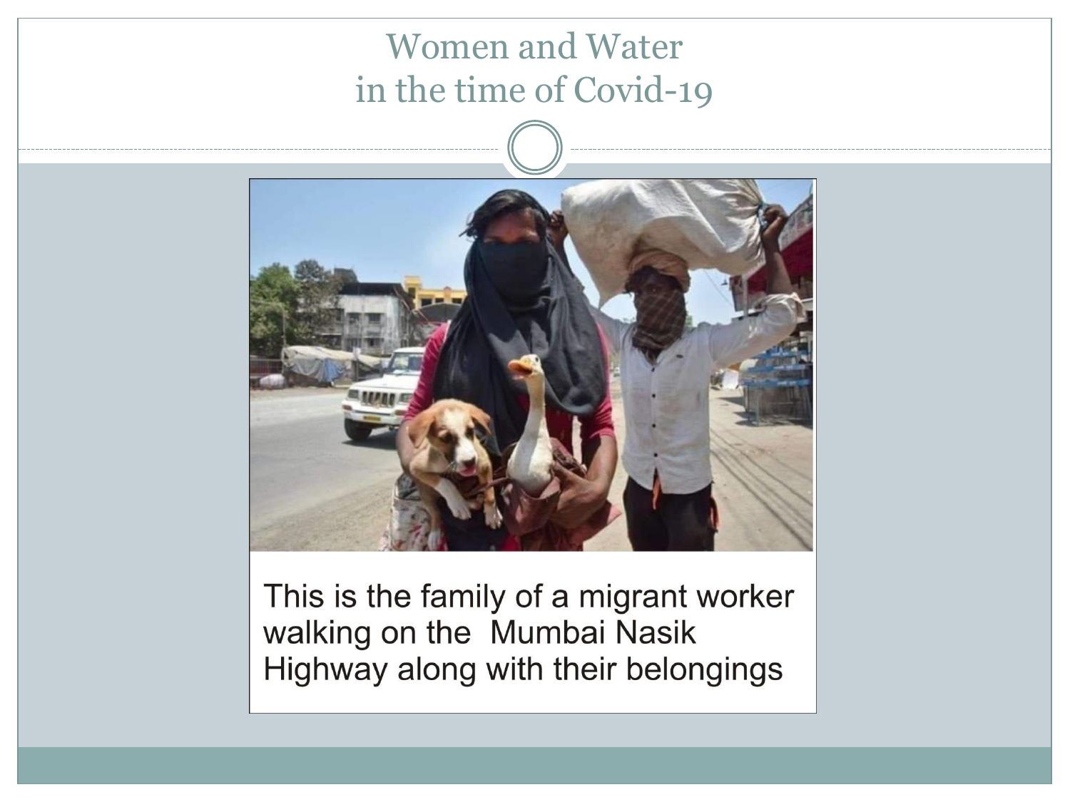# Women and Water in the time of Covid-19

This is the family of a migrant worker walking on the Mumbai Nasik Highway along with their belongings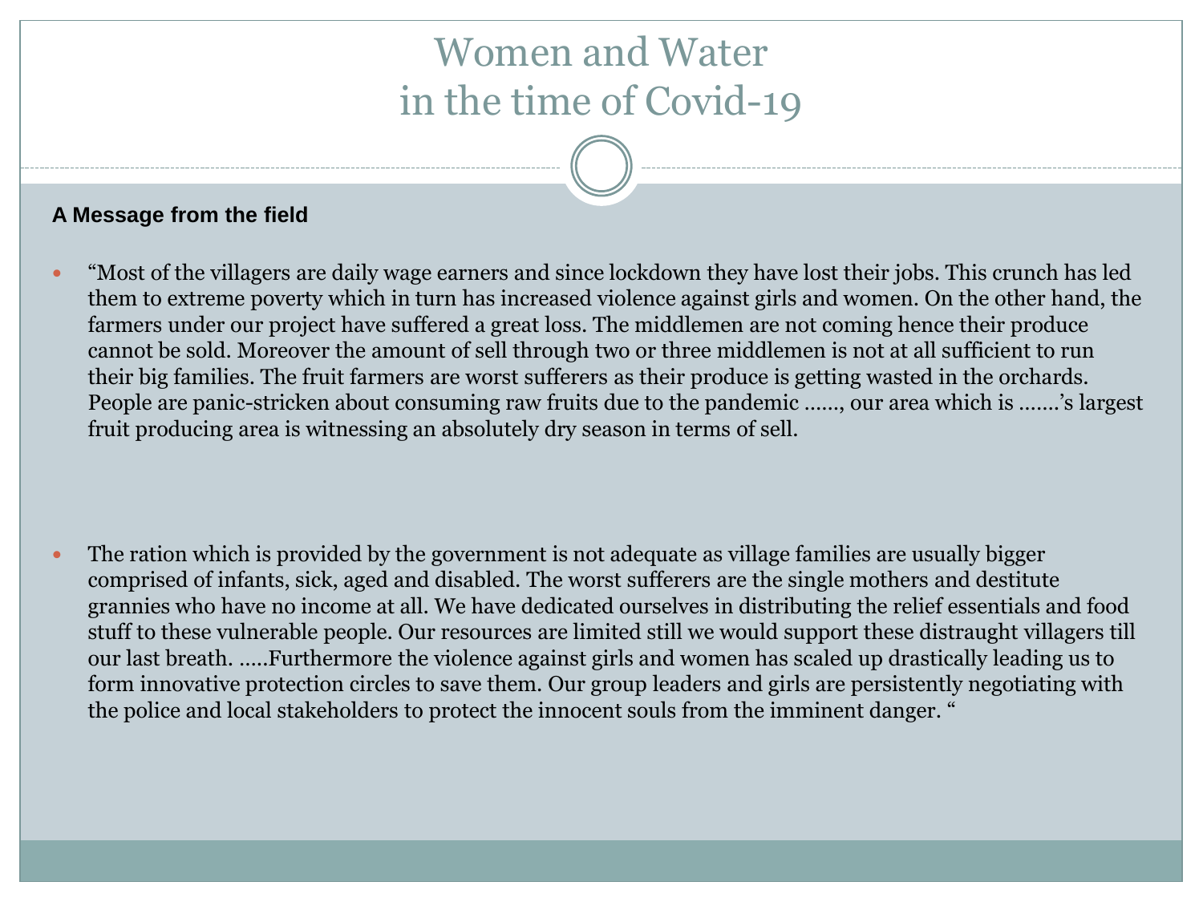# Women and Water in the time of Covid-19

**A Message from the field**

- "Most of the villagers are daily wage earners and since lockdown they have lost their jobs. This crunch has led them to extreme poverty which in turn has increased violence against girls and women. On the other hand, the farmers under our project have suffered a great loss. The middlemen are not coming hence their produce cannot be sold. Moreover the amount of sell through two or three middlemen is not at all sufficient to run their big families. The fruit farmers are worst sufferers as their produce is getting wasted in the orchards. People are panic-stricken about consuming raw fruits due to the pandemic ……, our area which is …….'s largest fruit producing area is witnessing an absolutely dry season in terms of sell.

- The ration which is provided by the government is not adequate as village families are usually bigger comprised of infants, sick, aged and disabled. The worst sufferers are the single mothers and destitute grannies who have no income at all. We have dedicated ourselves in distributing the relief essentials and food stuff to these vulnerable people. Our resources are limited still we would support these distraught villagers till our last breath. …..Furthermore the violence against girls and women has scaled up drastically leading us to form innovative protection circles to save them. Our group leaders and girls are persistently negotiating with the police and local stakeholders to protect the innocent souls from the imminent danger. "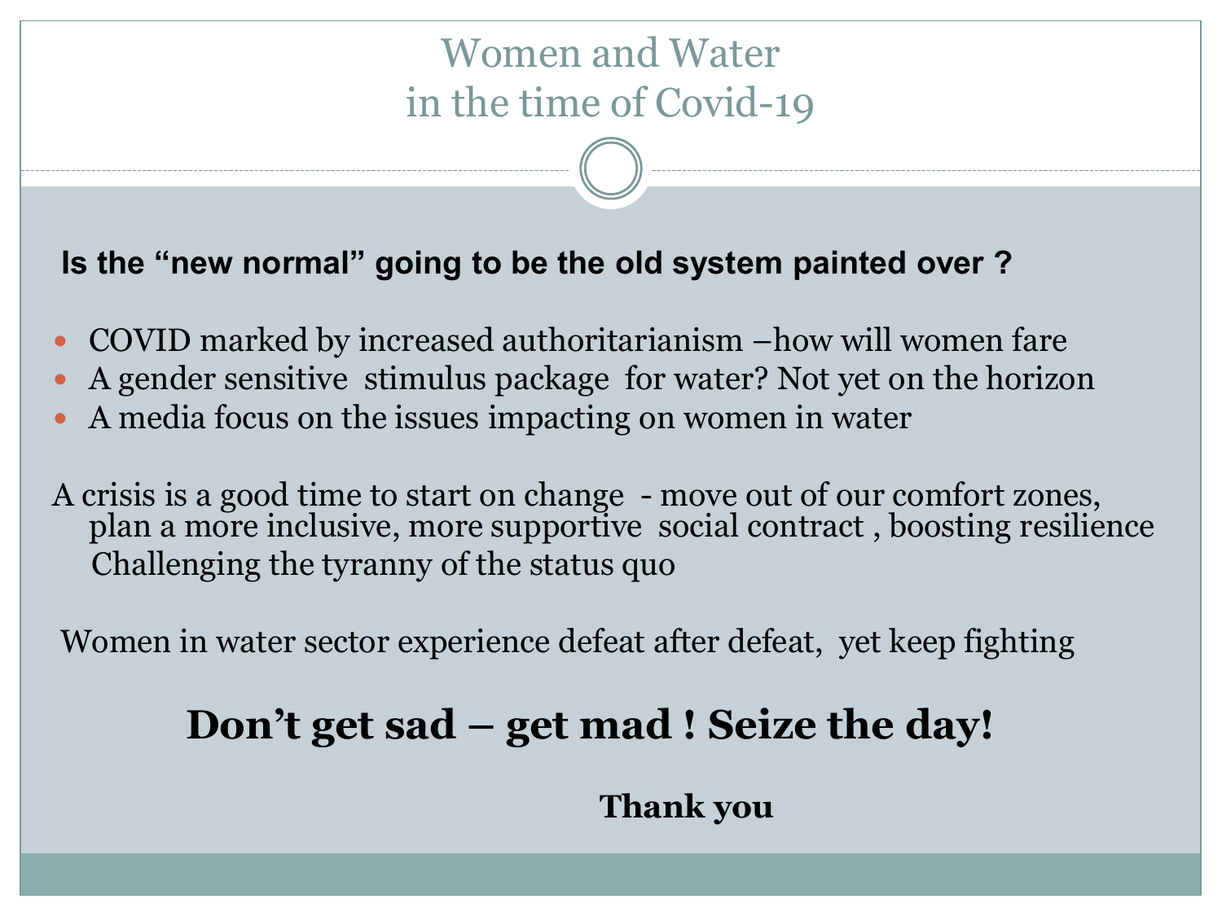# Women and Water in the time of Covid-19

**Is the "new normal" going to be the old system painted over ?**

- COVID marked by increased authoritarianism –how will women fare
- A gender sensitive stimulus package for water? Not yet on the horizon
- A media focus on the issues impacting on women in water

A crisis is a good time to start on change - move out of our comfort zones, plan a more inclusive, more supportive social contract , boosting resilience Challenging the tyranny of the status quo

Women in water sector experience defeat after defeat, yet keep fighting

**Don't get sad – get mad ! Seize the day!**

**Thank you**